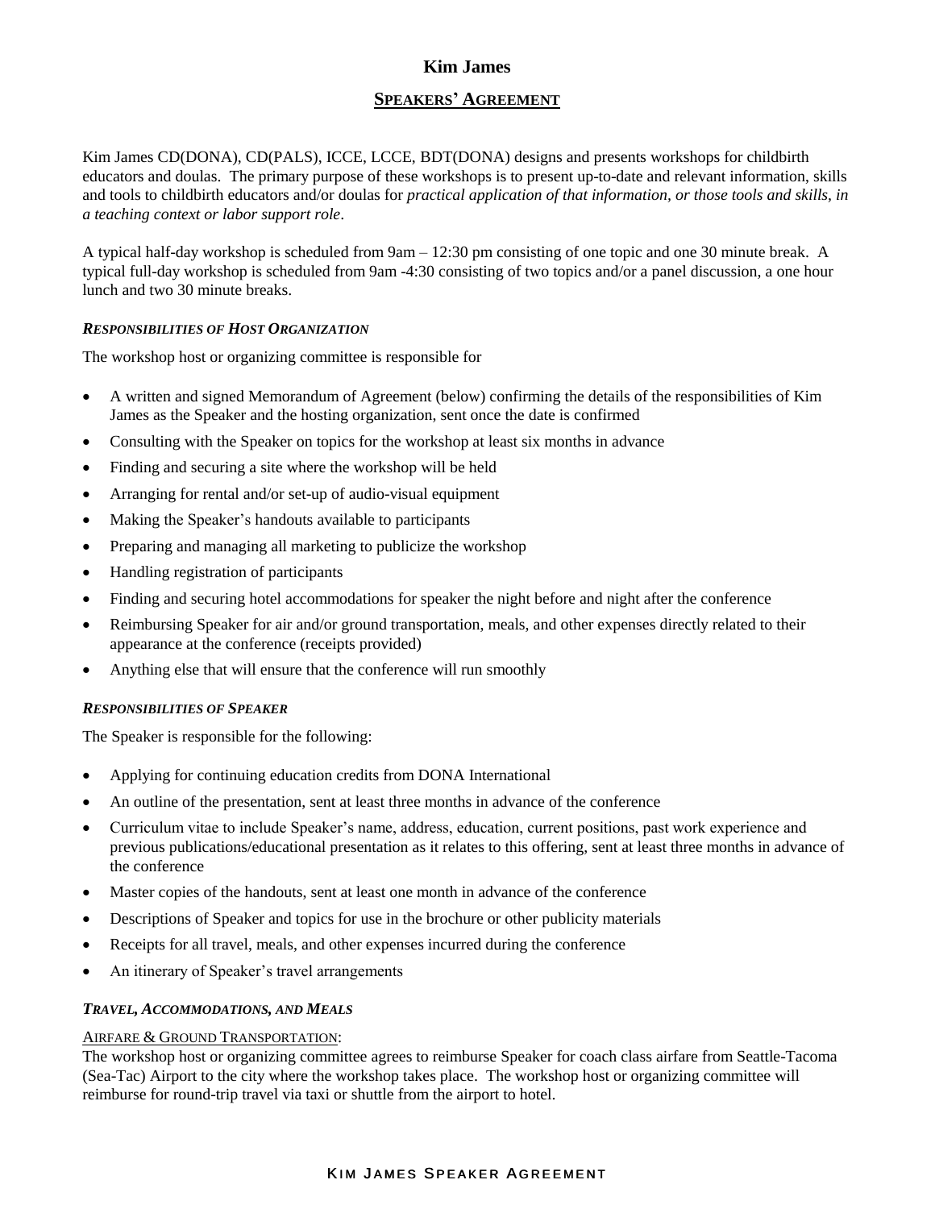# Kim James

## SPEAKERS' AGREEMENT

Kim James CD(DONA), CD(PALS), ICCE, LCCE, BDT(DONA) designs and presents workshops for childbirth educators and doulas. The primary purpose of these workshops is to present up-to-date and relevant information, skills and tools to childbirth educators and/or doulas for *practical application of that information, or those tools and skills, in a teaching context or labor support role*.

A typical half-day workshop is scheduled from 9am – 12:30 pm consisting of one topic and one 30 minute break. A typical full-day workshop is scheduled from 9am -4:30 consisting of two topics and/or a panel discussion, a one hour lunch and two 30 minute breaks.

### *RESPONSIBILITIES OF HOST ORGANIZATION*

The workshop host or organizing committee is responsible for

- A written and signed Memorandum of Agreement (below) confirming the details of the responsibilities of Kim James as the Speaker and the hosting organization, sent once the date is confirmed
- Consulting with the Speaker on topics for the workshop at least six months in advance
- Finding and securing a site where the workshop will be held
- Arranging for rental and/or set-up of audio-visual equipment
- Making the Speaker's handouts available to participants
- Preparing and managing all marketing to publicize the workshop
- Handling registration of participants
- Finding and securing hotel accommodations for speaker the night before and night after the conference
- Reimbursing Speaker for air and/or ground transportation, meals, and other expenses directly related to their appearance at the conference (receipts provided)
- Anything else that will ensure that the conference will run smoothly

### *RESPONSIBILITIES OF SPEAKER*

The Speaker is responsible for the following:

- Applying for continuing education credits from DONA International
- An outline of the presentation, sent at least three months in advance of the conference
- Curriculum vitae to include Speaker's name, address, education, current positions, past work experience and previous publications/educational presentation as it relates to this offering, sent at least three months in advance of the conference
- Master copies of the handouts, sent at least one month in advance of the conference
- Descriptions of Speaker and topics for use in the brochure or other publicity materials
- Receipts for all travel, meals, and other expenses incurred during the conference
- An itinerary of Speaker's travel arrangements

### *TRAVEL, ACCOMMODATIONS, AND MEALS*

AIRFARE & GROUND TRANSPORTATION:
The workshop host or organizing committee agrees to reimburse Speaker for coach class airfare from Seattle-Tacoma (Sea-Tac) Airport to the city where the workshop takes place. The workshop host or organizing committee will reimburse for round-trip travel via taxi or shuttle from the airport to hotel.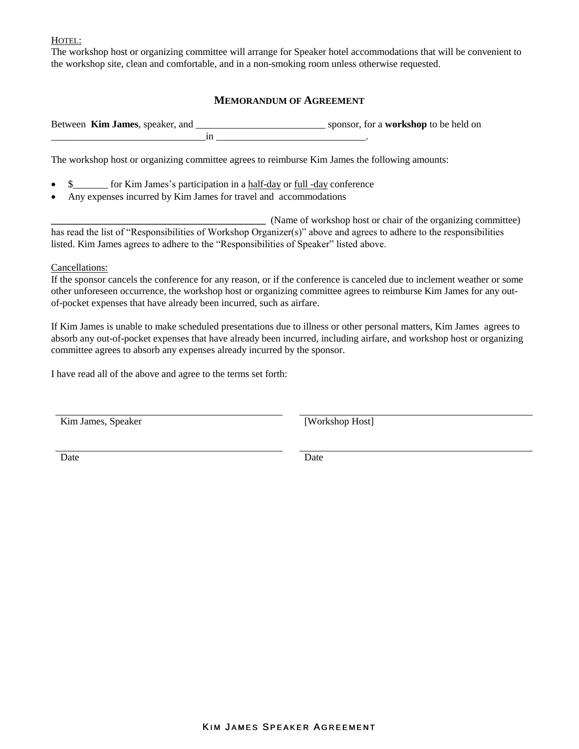HOTEL:
The workshop host or organizing committee will arrange for Speaker hotel accommodations that will be convenient to the workshop site, clean and comfortable, and in a non-smoking room unless otherwise requested.

## MEMORANDUM OF AGREEMENT

Between **Kim James**, speaker, and __________________________ sponsor, for a **workshop** to be held on ______________________________in ______________________________.

The workshop host or organizing committee agrees to reimburse Kim James the following amounts:

- $_______ for Kim James's participation in a half-day or full -day conference
- Any expenses incurred by Kim James for travel and accommodations

____________________________________________ (Name of workshop host or chair of the organizing committee) has read the list of "Responsibilities of Workshop Organizer(s)" above and agrees to adhere to the responsibilities listed. Kim James agrees to adhere to the "Responsibilities of Speaker" listed above.

Cancellations:
If the sponsor cancels the conference for any reason, or if the conference is canceled due to inclement weather or some other unforeseen occurrence, the workshop host or organizing committee agrees to reimburse Kim James for any out-of-pocket expenses that have already been incurred, such as airfare.

If Kim James is unable to make scheduled presentations due to illness or other personal matters, Kim James agrees to absorb any out-of-pocket expenses that have already been incurred, including airfare, and workshop host or organizing committee agrees to absorb any expenses already incurred by the sponsor.

I have read all of the above and agree to the terms set forth:

| | |
|---|---|
| ______________________________ | ______________________________ |
| Kim James, Speaker | [Workshop Host] |
| ______________________________ | ______________________________ |
| Date | Date |